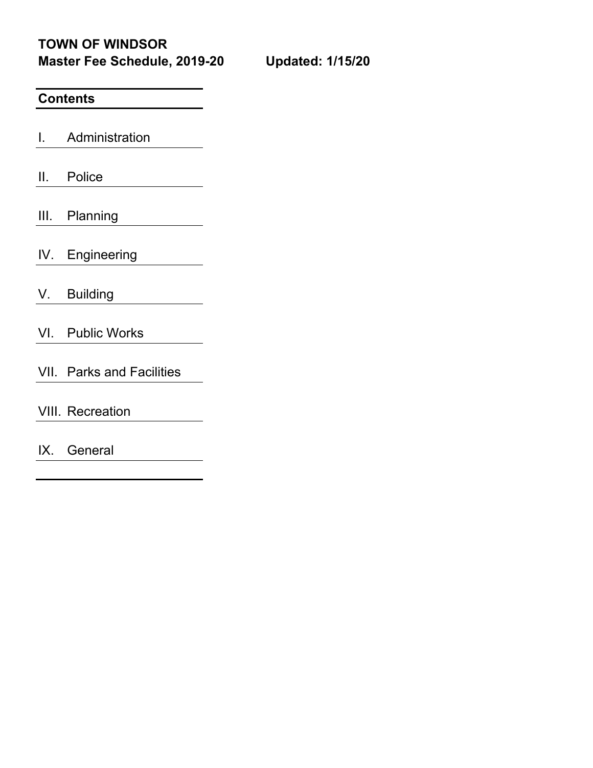**TOWN OF WINDSOR**

**Master Fee Schedule, 2019-20 Updated: 1/15/20**

## Contents

I. Administration

II. Police

III. Planning

IV. Engineering

V. Building

VI. Public Works

VII. Parks and Facilities

VIII. Recreation

IX. General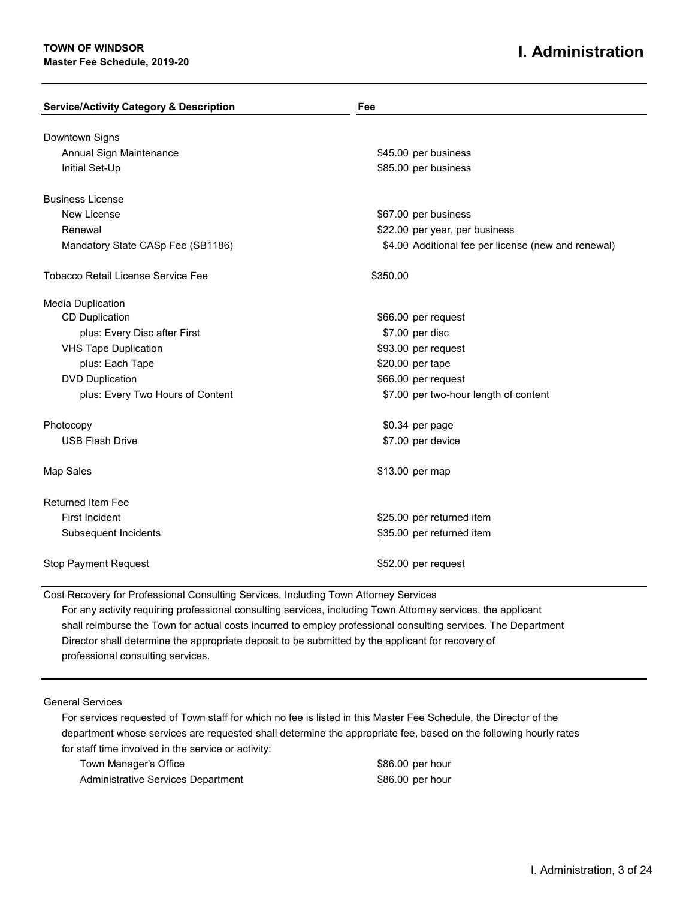# I. Administration

**TOWN OF WINDSOR**
**Master Fee Schedule, 2019-20**

| Service/Activity Category & Description | Fee |
|---|---|
| Downtown Signs | |
| Annual Sign Maintenance | $45.00 per business |
| Initial Set-Up | $85.00 per business |
| Business License | |
| New License | $67.00 per business |
| Renewal | $22.00 per year, per business |
| Mandatory State CASp Fee (SB1186) | $4.00 Additional fee per license (new and renewal) |
| Tobacco Retail License Service Fee | $350.00 |
| Media Duplication | |
| CD Duplication | $66.00 per request |
| plus: Every Disc after First | $7.00 per disc |
| VHS Tape Duplication | $93.00 per request |
| plus: Each Tape | $20.00 per tape |
| DVD Duplication | $66.00 per request |
| plus: Every Two Hours of Content | $7.00 per two-hour length of content |
| Photocopy | $0.34 per page |
| USB Flash Drive | $7.00 per device |
| Map Sales | $13.00 per map |
| Returned Item Fee | |
| First Incident | $25.00 per returned item |
| Subsequent Incidents | $35.00 per returned item |
| Stop Payment Request | $52.00 per request |

Cost Recovery for Professional Consulting Services, Including Town Attorney Services

For any activity requiring professional consulting services, including Town Attorney services, the applicant shall reimburse the Town for actual costs incurred to employ professional consulting services. The Department Director shall determine the appropriate deposit to be submitted by the applicant for recovery of professional consulting services.

General Services

For services requested of Town staff for which no fee is listed in this Master Fee Schedule, the Director of the department whose services are requested shall determine the appropriate fee, based on the following hourly rates for staff time involved in the service or activity:

| | |
|---|---|
| Town Manager's Office | $86.00 per hour |
| Administrative Services Department | $86.00 per hour |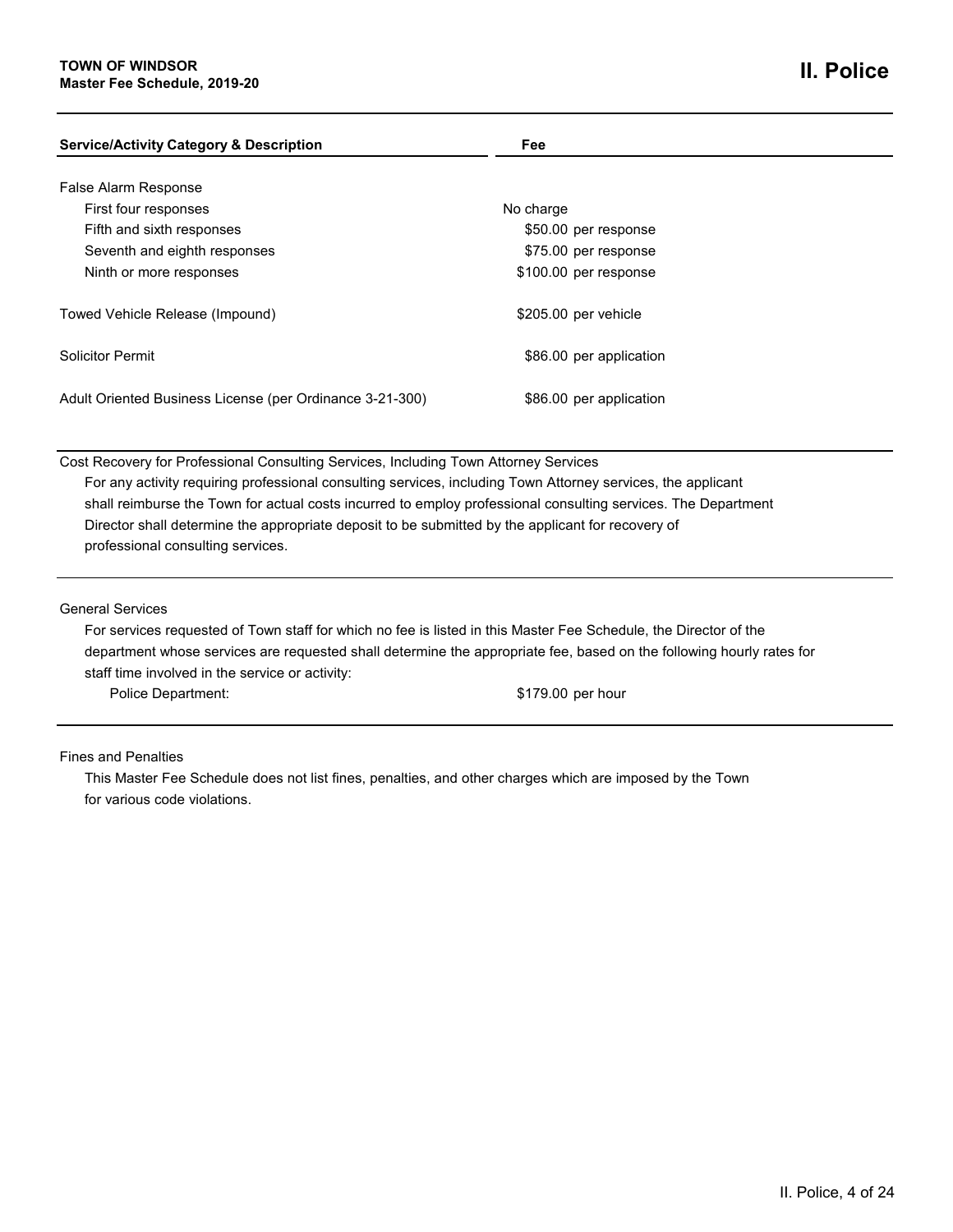# II. Police

**TOWN OF WINDSOR**
**Master Fee Schedule, 2019-20**

| Service/Activity Category & Description | Fee |
|---|---|
| False Alarm Response | |
| First four responses | No charge |
| Fifth and sixth responses | $50.00 per response |
| Seventh and eighth responses | $75.00 per response |
| Ninth or more responses | $100.00 per response |
| Towed Vehicle Release (Impound) | $205.00 per vehicle |
| Solicitor Permit | $86.00 per application |
| Adult Oriented Business License (per Ordinance 3-21-300) | $86.00 per application |

Cost Recovery for Professional Consulting Services, Including Town Attorney Services

For any activity requiring professional consulting services, including Town Attorney services, the applicant shall reimburse the Town for actual costs incurred to employ professional consulting services. The Department Director shall determine the appropriate deposit to be submitted by the applicant for recovery of professional consulting services.

General Services

For services requested of Town staff for which no fee is listed in this Master Fee Schedule, the Director of the department whose services are requested shall determine the appropriate fee, based on the following hourly rates for staff time involved in the service or activity:

| | |
|---|---|
| Police Department: | $179.00 per hour |

Fines and Penalties

This Master Fee Schedule does not list fines, penalties, and other charges which are imposed by the Town for various code violations.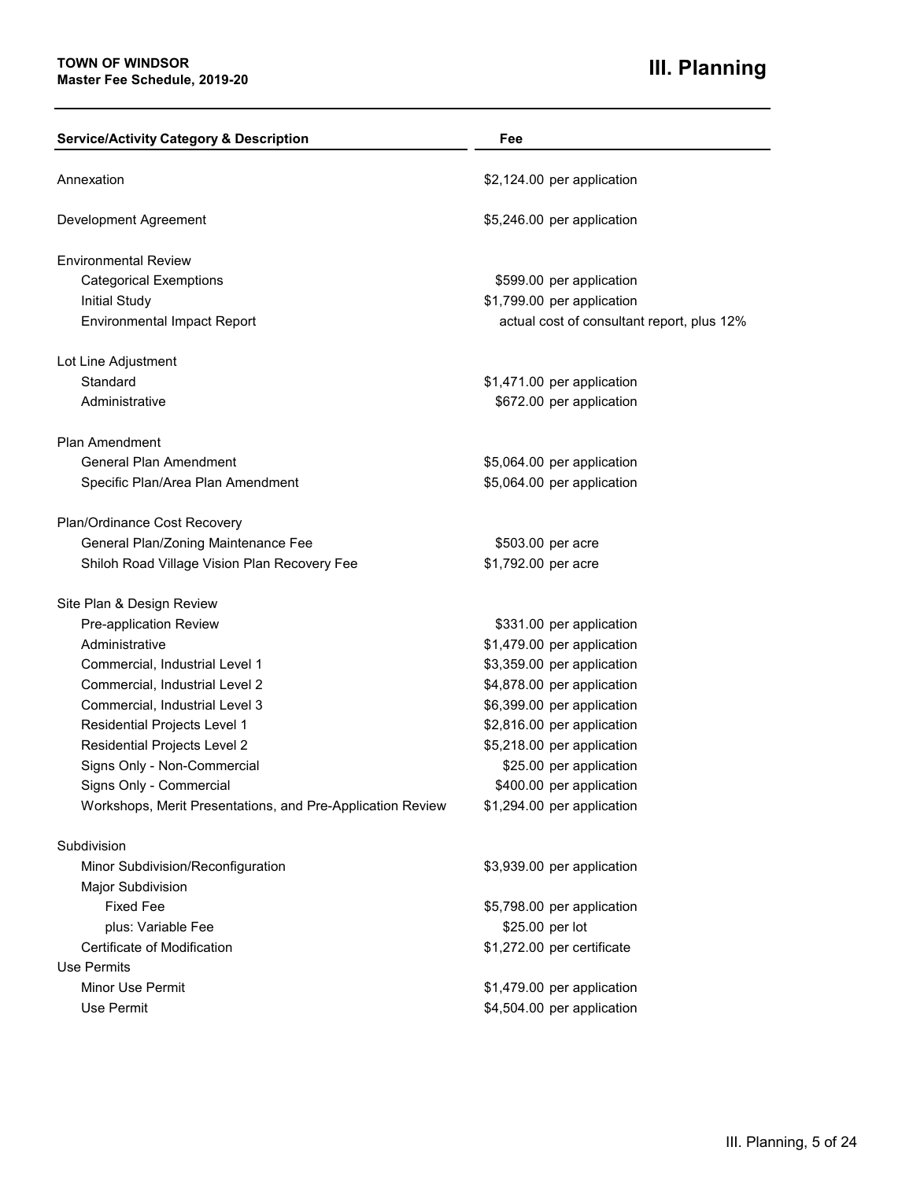# III. Planning

| Service/Activity Category & Description | Fee |
|---|---|
| Annexation | $2,124.00 per application |
| Development Agreement | $5,246.00 per application |
| **Environmental Review** | |
| Categorical Exemptions | $599.00 per application |
| Initial Study | $1,799.00 per application |
| Environmental Impact Report | actual cost of consultant report, plus 12% |
| **Lot Line Adjustment** | |
| Standard | $1,471.00 per application |
| Administrative | $672.00 per application |
| **Plan Amendment** | |
| General Plan Amendment | $5,064.00 per application |
| Specific Plan/Area Plan Amendment | $5,064.00 per application |
| **Plan/Ordinance Cost Recovery** | |
| General Plan/Zoning Maintenance Fee | $503.00 per acre |
| Shiloh Road Village Vision Plan Recovery Fee | $1,792.00 per acre |
| **Site Plan & Design Review** | |
| Pre-application Review | $331.00 per application |
| Administrative | $1,479.00 per application |
| Commercial, Industrial Level 1 | $3,359.00 per application |
| Commercial, Industrial Level 2 | $4,878.00 per application |
| Commercial, Industrial Level 3 | $6,399.00 per application |
| Residential Projects Level 1 | $2,816.00 per application |
| Residential Projects Level 2 | $5,218.00 per application |
| Signs Only - Non-Commercial | $25.00 per application |
| Signs Only - Commercial | $400.00 per application |
| Workshops, Merit Presentations, and Pre-Application Review | $1,294.00 per application |
| **Subdivision** | |
| Minor Subdivision/Reconfiguration | $3,939.00 per application |
| Major Subdivision | |
| Fixed Fee | $5,798.00 per application |
| plus: Variable Fee | $25.00 per lot |
| Certificate of Modification | $1,272.00 per certificate |
| **Use Permits** | |
| Minor Use Permit | $1,479.00 per application |
| Use Permit | $4,504.00 per application |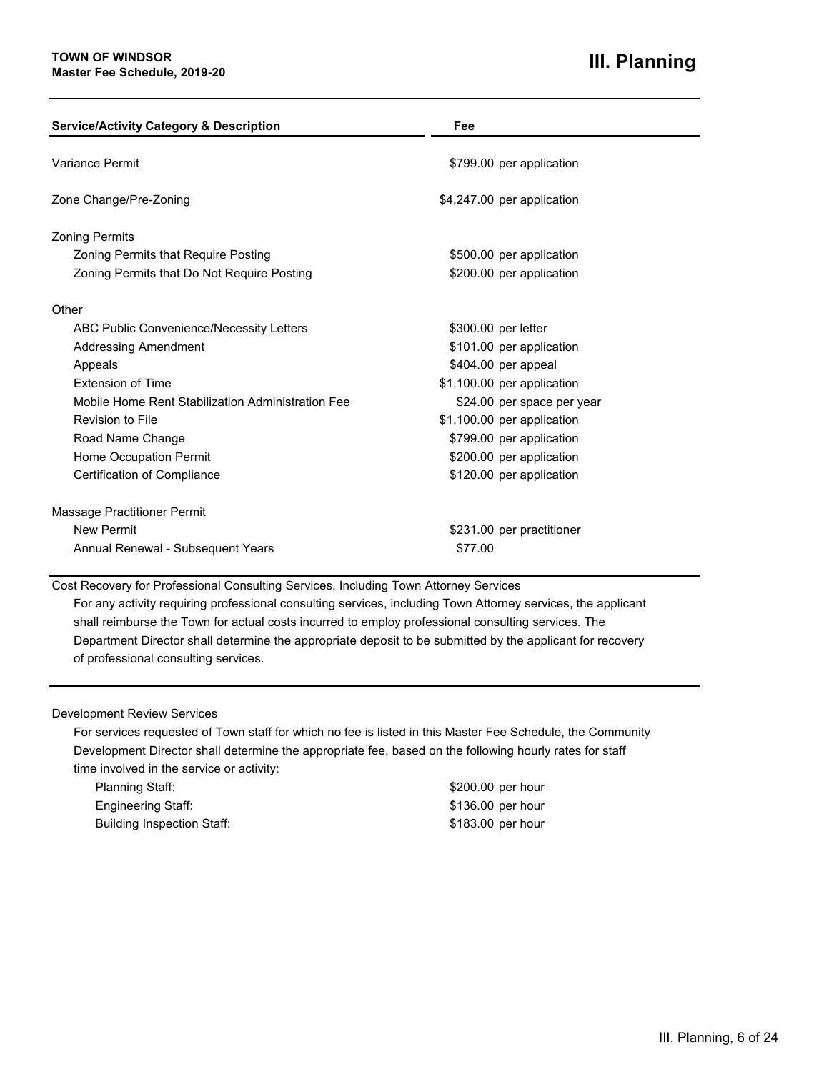**TOWN OF WINDSOR**
**Master Fee Schedule, 2019-20**

# III. Planning

| Service/Activity Category & Description | Fee |
|---|---|
| Variance Permit | $799.00 per application |
| Zone Change/Pre-Zoning | $4,247.00 per application |
| Zoning Permits | |
| Zoning Permits that Require Posting | $500.00 per application |
| Zoning Permits that Do Not Require Posting | $200.00 per application |
| Other | |
| ABC Public Convenience/Necessity Letters | $300.00 per letter |
| Addressing Amendment | $101.00 per application |
| Appeals | $404.00 per appeal |
| Extension of Time | $1,100.00 per application |
| Mobile Home Rent Stabilization Administration Fee | $24.00 per space per year |
| Revision to File | $1,100.00 per application |
| Road Name Change | $799.00 per application |
| Home Occupation Permit | $200.00 per application |
| Certification of Compliance | $120.00 per application |
| Massage Practitioner Permit | |
| New Permit | $231.00 per practitioner |
| Annual Renewal - Subsequent Years | $77.00 |

Cost Recovery for Professional Consulting Services, Including Town Attorney Services

For any activity requiring professional consulting services, including Town Attorney services, the applicant shall reimburse the Town for actual costs incurred to employ professional consulting services. The Department Director shall determine the appropriate deposit to be submitted by the applicant for recovery of professional consulting services.

Development Review Services

For services requested of Town staff for which no fee is listed in this Master Fee Schedule, the Community Development Director shall determine the appropriate fee, based on the following hourly rates for staff time involved in the service or activity:

| Staff | Rate |
|---|---|
| Planning Staff: | $200.00 per hour |
| Engineering Staff: | $136.00 per hour |
| Building Inspection Staff: | $183.00 per hour |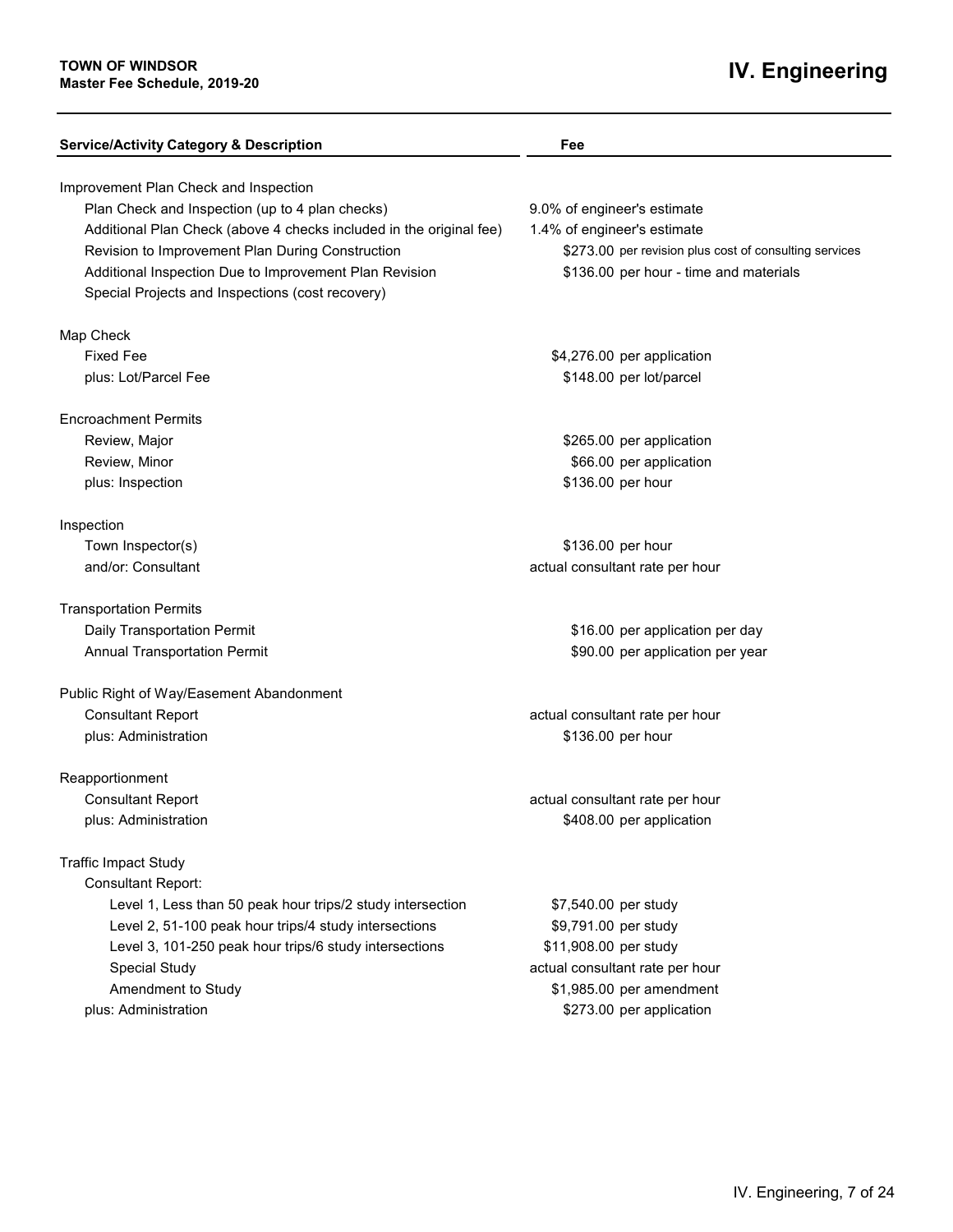# IV. Engineering

| Service/Activity Category & Description | Fee |
|---|---|
| **Improvement Plan Check and Inspection** | |
| Plan Check and Inspection (up to 4 plan checks) | 9.0% of engineer's estimate |
| Additional Plan Check (above 4 checks included in the original fee) | 1.4% of engineer's estimate |
| Revision to Improvement Plan During Construction | $273.00 per revision plus cost of consulting services |
| Additional Inspection Due to Improvement Plan Revision | $136.00 per hour - time and materials |
| Special Projects and Inspections (cost recovery) | |
| **Map Check** | |
| Fixed Fee | $4,276.00 per application |
| plus: Lot/Parcel Fee | $148.00 per lot/parcel |
| **Encroachment Permits** | |
| Review, Major | $265.00 per application |
| Review, Minor | $66.00 per application |
| plus: Inspection | $136.00 per hour |
| **Inspection** | |
| Town Inspector(s) | $136.00 per hour |
| and/or: Consultant | actual consultant rate per hour |
| **Transportation Permits** | |
| Daily Transportation Permit | $16.00 per application per day |
| Annual Transportation Permit | $90.00 per application per year |
| **Public Right of Way/Easement Abandonment** | |
| Consultant Report | actual consultant rate per hour |
| plus: Administration | $136.00 per hour |
| **Reapportionment** | |
| Consultant Report | actual consultant rate per hour |
| plus: Administration | $408.00 per application |
| **Traffic Impact Study** | |
| Consultant Report: | |
| Level 1, Less than 50 peak hour trips/2 study intersection | $7,540.00 per study |
| Level 2, 51-100 peak hour trips/4 study intersections | $9,791.00 per study |
| Level 3, 101-250 peak hour trips/6 study intersections | $11,908.00 per study |
| Special Study | actual consultant rate per hour |
| Amendment to Study | $1,985.00 per amendment |
| plus: Administration | $273.00 per application |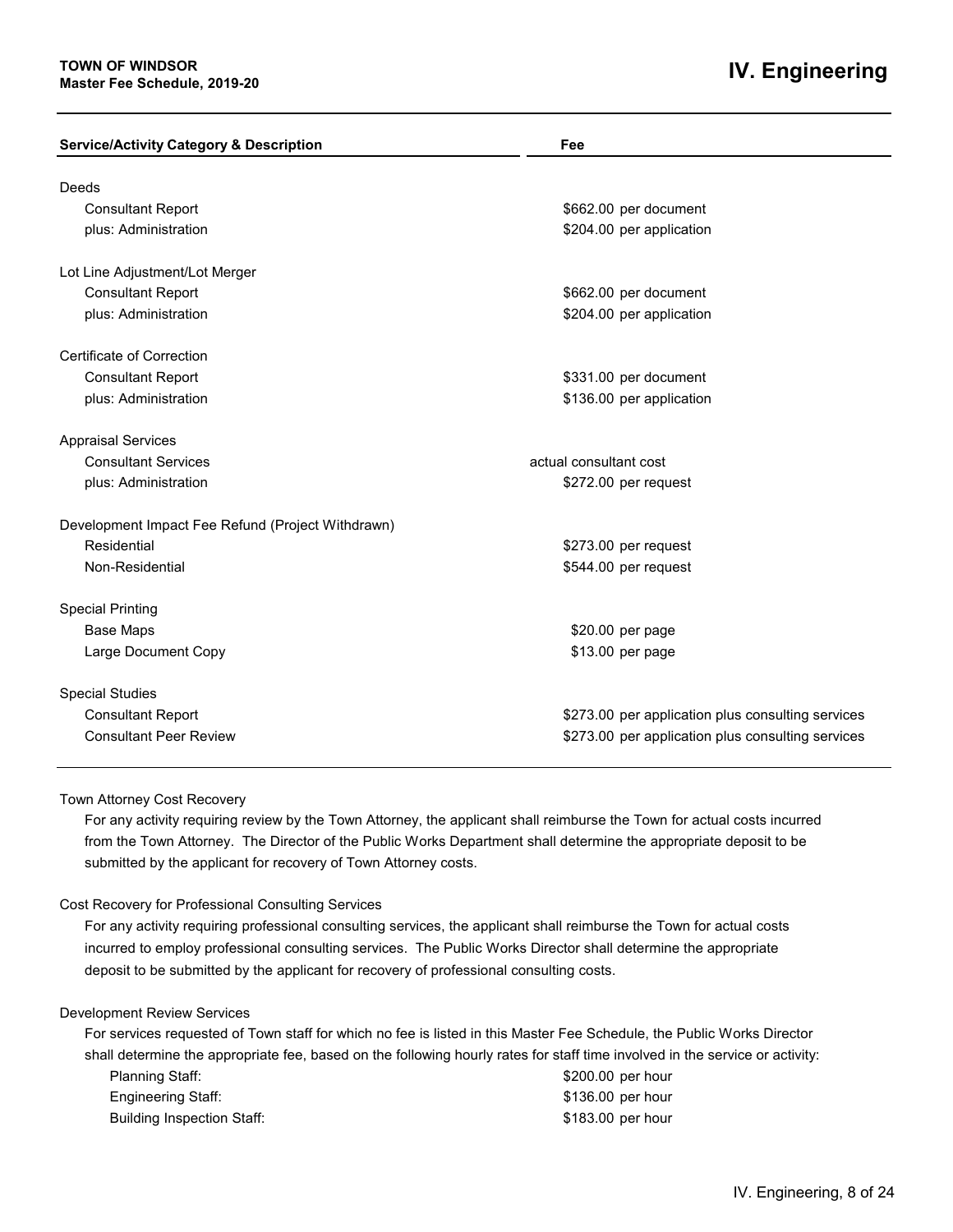# TOWN OF WINDSOR
**Master Fee Schedule, 2019-20**

# IV. Engineering

| Service/Activity Category & Description | Fee |
|---|---|
| Deeds | |
| Consultant Report | $662.00 per document |
| plus: Administration | $204.00 per application |
| Lot Line Adjustment/Lot Merger | |
| Consultant Report | $662.00 per document |
| plus: Administration | $204.00 per application |
| Certificate of Correction | |
| Consultant Report | $331.00 per document |
| plus: Administration | $136.00 per application |
| Appraisal Services | |
| Consultant Services | actual consultant cost |
| plus: Administration | $272.00 per request |
| Development Impact Fee Refund (Project Withdrawn) | |
| Residential | $273.00 per request |
| Non-Residential | $544.00 per request |
| Special Printing | |
| Base Maps | $20.00 per page |
| Large Document Copy | $13.00 per page |
| Special Studies | |
| Consultant Report | $273.00 per application plus consulting services |
| Consultant Peer Review | $273.00 per application plus consulting services |

Town Attorney Cost Recovery

For any activity requiring review by the Town Attorney, the applicant shall reimburse the Town for actual costs incurred from the Town Attorney. The Director of the Public Works Department shall determine the appropriate deposit to be submitted by the applicant for recovery of Town Attorney costs.

Cost Recovery for Professional Consulting Services

For any activity requiring professional consulting services, the applicant shall reimburse the Town for actual costs incurred to employ professional consulting services. The Public Works Director shall determine the appropriate deposit to be submitted by the applicant for recovery of professional consulting costs.

Development Review Services

For services requested of Town staff for which no fee is listed in this Master Fee Schedule, the Public Works Director shall determine the appropriate fee, based on the following hourly rates for staff time involved in the service or activity:

| Staff | Rate |
|---|---|
| Planning Staff: | $200.00 per hour |
| Engineering Staff: | $136.00 per hour |
| Building Inspection Staff: | $183.00 per hour |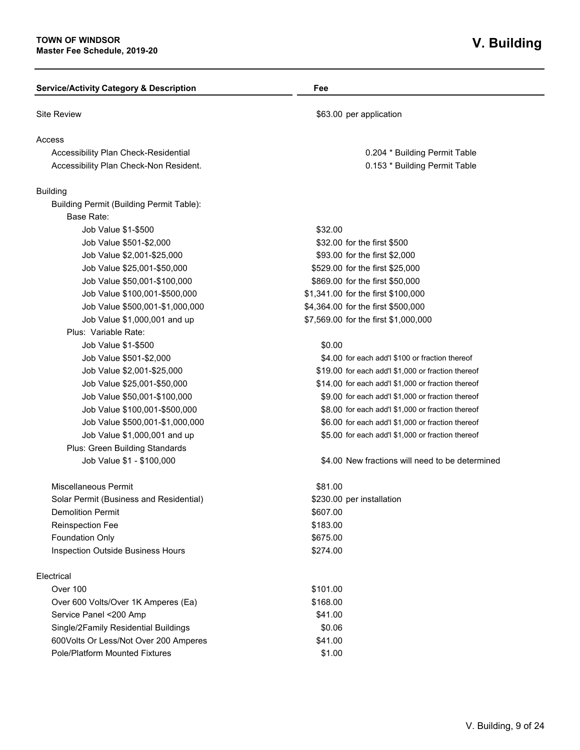**TOWN OF WINDSOR**
**Master Fee Schedule, 2019-20**

# V. Building

| Service/Activity Category & Description | Fee |
| --- | --- |
| Site Review | $63.00 per application |
| Access | |
| Accessibility Plan Check-Residential | 0.204 * Building Permit Table |
| Accessibility Plan Check-Non Resident. | 0.153 * Building Permit Table |
| Building | |
| Building Permit (Building Permit Table): | |
| Base Rate: | |
| Job Value $1-$500 | $32.00 |
| Job Value $501-$2,000 | $32.00 for the first $500 |
| Job Value $2,001-$25,000 | $93.00 for the first $2,000 |
| Job Value $25,001-$50,000 | $529.00 for the first $25,000 |
| Job Value $50,001-$100,000 | $869.00 for the first $50,000 |
| Job Value $100,001-$500,000 | $1,341.00 for the first $100,000 |
| Job Value $500,001-$1,000,000 | $4,364.00 for the first $500,000 |
| Job Value $1,000,001 and up | $7,569.00 for the first $1,000,000 |
| Plus: Variable Rate: | |
| Job Value $1-$500 | $0.00 |
| Job Value $501-$2,000 | $4.00 for each add'l $100 or fraction thereof |
| Job Value $2,001-$25,000 | $19.00 for each add'l $1,000 or fraction thereof |
| Job Value $25,001-$50,000 | $14.00 for each add'l $1,000 or fraction thereof |
| Job Value $50,001-$100,000 | $9.00 for each add'l $1,000 or fraction thereof |
| Job Value $100,001-$500,000 | $8.00 for each add'l $1,000 or fraction thereof |
| Job Value $500,001-$1,000,000 | $6.00 for each add'l $1,000 or fraction thereof |
| Job Value $1,000,001 and up | $5.00 for each add'l $1,000 or fraction thereof |
| Plus: Green Building Standards | |
| Job Value $1 - $100,000 | $4.00 New fractions will need to be determined |
| Miscellaneous Permit | $81.00 |
| Solar Permit (Business and Residential) | $230.00 per installation |
| Demolition Permit | $607.00 |
| Reinspection Fee | $183.00 |
| Foundation Only | $675.00 |
| Inspection Outside Business Hours | $274.00 |
| Electrical | |
| Over 100 | $101.00 |
| Over 600 Volts/Over 1K Amperes (Ea) | $168.00 |
| Service Panel <200 Amp | $41.00 |
| Single/2Family Residential Buildings | $0.06 |
| 600Volts Or Less/Not Over 200 Amperes | $41.00 |
| Pole/Platform Mounted Fixtures | $1.00 |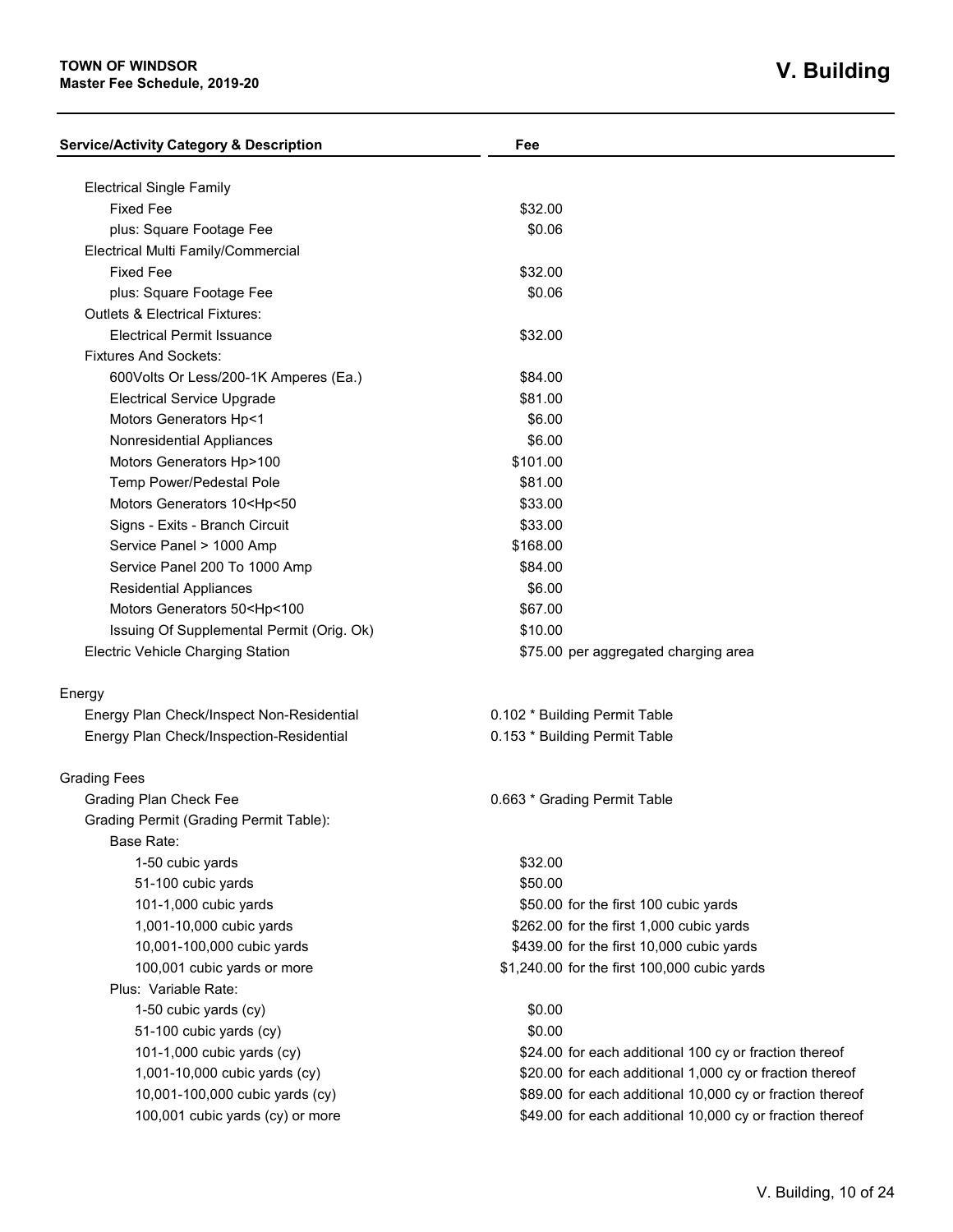# V. Building

| Service/Activity Category & Description | Fee |
|---|---|
| Electrical Single Family | |
| Fixed Fee | $32.00 |
| plus: Square Footage Fee | $0.06 |
| Electrical Multi Family/Commercial | |
| Fixed Fee | $32.00 |
| plus: Square Footage Fee | $0.06 |
| Outlets & Electrical Fixtures: | |
| Electrical Permit Issuance | $32.00 |
| Fixtures And Sockets: | |
| 600Volts Or Less/200-1K Amperes (Ea.) | $84.00 |
| Electrical Service Upgrade | $81.00 |
| Motors Generators Hp<1 | $6.00 |
| Nonresidential Appliances | $6.00 |
| Motors Generators Hp>100 | $101.00 |
| Temp Power/Pedestal Pole | $81.00 |
| Motors Generators 10<Hp<50 | $33.00 |
| Signs - Exits - Branch Circuit | $33.00 |
| Service Panel > 1000 Amp | $168.00 |
| Service Panel 200 To 1000 Amp | $84.00 |
| Residential Appliances | $6.00 |
| Motors Generators 50<Hp<100 | $67.00 |
| Issuing Of Supplemental Permit (Orig. Ok) | $10.00 |
| Electric Vehicle Charging Station | $75.00 per aggregated charging area |
| | |
| Energy | |
| Energy Plan Check/Inspect Non-Residential | 0.102 * Building Permit Table |
| Energy Plan Check/Inspection-Residential | 0.153 * Building Permit Table |
| | |
| Grading Fees | |
| Grading Plan Check Fee | 0.663 * Grading Permit Table |
| Grading Permit (Grading Permit Table): | |
| Base Rate: | |
| 1-50 cubic yards | $32.00 |
| 51-100 cubic yards | $50.00 |
| 101-1,000 cubic yards | $50.00 for the first 100 cubic yards |
| 1,001-10,000 cubic yards | $262.00 for the first 1,000 cubic yards |
| 10,001-100,000 cubic yards | $439.00 for the first 10,000 cubic yards |
| 100,001 cubic yards or more | $1,240.00 for the first 100,000 cubic yards |
| Plus: Variable Rate: | |
| 1-50 cubic yards (cy) | $0.00 |
| 51-100 cubic yards (cy) | $0.00 |
| 101-1,000 cubic yards (cy) | $24.00 for each additional 100 cy or fraction thereof |
| 1,001-10,000 cubic yards (cy) | $20.00 for each additional 1,000 cy or fraction thereof |
| 10,001-100,000 cubic yards (cy) | $89.00 for each additional 10,000 cy or fraction thereof |
| 100,001 cubic yards (cy) or more | $49.00 for each additional 10,000 cy or fraction thereof |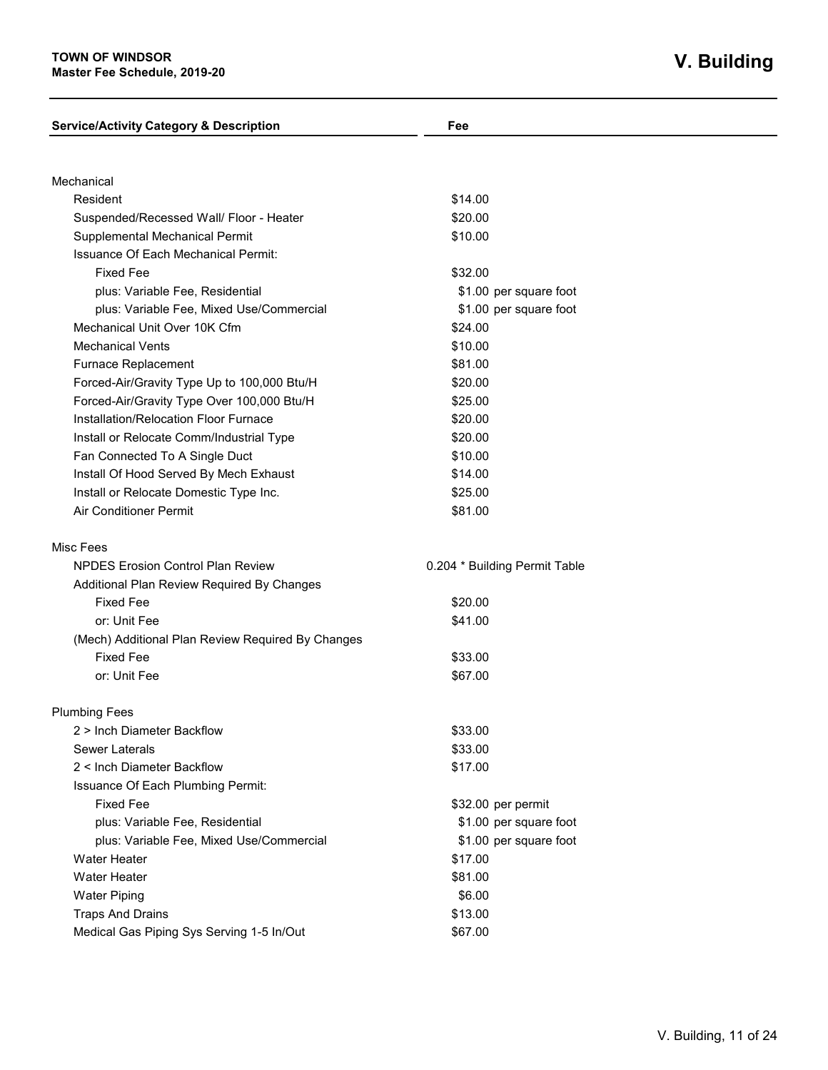**TOWN OF WINDSOR**
**Master Fee Schedule, 2019-20**

# V. Building

| Service/Activity Category & Description | Fee |
| --- | --- |
| Mechanical | |
| Resident | $14.00 |
| Suspended/Recessed Wall/ Floor - Heater | $20.00 |
| Supplemental Mechanical Permit | $10.00 |
| Issuance Of Each Mechanical Permit: | |
| Fixed Fee | $32.00 |
| plus: Variable Fee, Residential | $1.00 per square foot |
| plus: Variable Fee, Mixed Use/Commercial | $1.00 per square foot |
| Mechanical Unit Over 10K Cfm | $24.00 |
| Mechanical Vents | $10.00 |
| Furnace Replacement | $81.00 |
| Forced-Air/Gravity Type Up to 100,000 Btu/H | $20.00 |
| Forced-Air/Gravity Type Over 100,000 Btu/H | $25.00 |
| Installation/Relocation Floor Furnace | $20.00 |
| Install or Relocate Comm/Industrial Type | $20.00 |
| Fan Connected To A Single Duct | $10.00 |
| Install Of Hood Served By Mech Exhaust | $14.00 |
| Install or Relocate Domestic Type Inc. | $25.00 |
| Air Conditioner Permit | $81.00 |
| Misc Fees | |
| NPDES Erosion Control Plan Review | 0.204 * Building Permit Table |
| Additional Plan Review Required By Changes | |
| Fixed Fee | $20.00 |
| or: Unit Fee | $41.00 |
| (Mech) Additional Plan Review Required By Changes | |
| Fixed Fee | $33.00 |
| or: Unit Fee | $67.00 |
| Plumbing Fees | |
| 2 > Inch Diameter Backflow | $33.00 |
| Sewer Laterals | $33.00 |
| 2 < Inch Diameter Backflow | $17.00 |
| Issuance Of Each Plumbing Permit: | |
| Fixed Fee | $32.00 per permit |
| plus: Variable Fee, Residential | $1.00 per square foot |
| plus: Variable Fee, Mixed Use/Commercial | $1.00 per square foot |
| Water Heater | $17.00 |
| Water Heater | $81.00 |
| Water Piping | $6.00 |
| Traps And Drains | $13.00 |
| Medical Gas Piping Sys Serving 1-5 In/Out | $67.00 |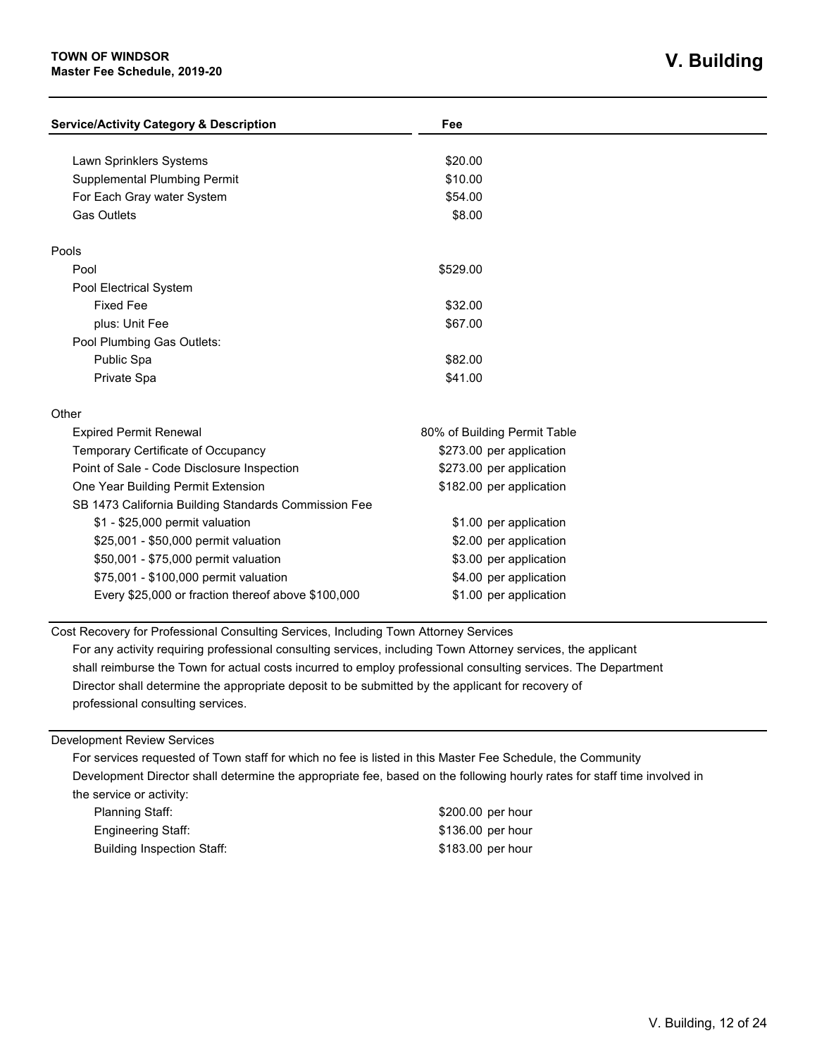| Service/Activity Category & Description | Fee |
| --- | --- |
| Lawn Sprinklers Systems | $20.00 |
| Supplemental Plumbing Permit | $10.00 |
| For Each Gray water System | $54.00 |
| Gas Outlets | $8.00 |
| | |
| Pools | |
| Pool | $529.00 |
| Pool Electrical System | |
| Fixed Fee | $32.00 |
| plus: Unit Fee | $67.00 |
| Pool Plumbing Gas Outlets: | |
| Public Spa | $82.00 |
| Private Spa | $41.00 |
| | |
| Other | |
| Expired Permit Renewal | 80% of Building Permit Table |
| Temporary Certificate of Occupancy | $273.00 per application |
| Point of Sale - Code Disclosure Inspection | $273.00 per application |
| One Year Building Permit Extension | $182.00 per application |
| SB 1473 California Building Standards Commission Fee | |
| $1 - $25,000 permit valuation | $1.00 per application |
| $25,001 - $50,000 permit valuation | $2.00 per application |
| $50,001 - $75,000 permit valuation | $3.00 per application |
| $75,001 - $100,000 permit valuation | $4.00 per application |
| Every $25,000 or fraction thereof above $100,000 | $1.00 per application |

Cost Recovery for Professional Consulting Services, Including Town Attorney Services

For any activity requiring professional consulting services, including Town Attorney services, the applicant shall reimburse the Town for actual costs incurred to employ professional consulting services. The Department Director shall determine the appropriate deposit to be submitted by the applicant for recovery of professional consulting services.

Development Review Services

For services requested of Town staff for which no fee is listed in this Master Fee Schedule, the Community Development Director shall determine the appropriate fee, based on the following hourly rates for staff time involved in the service or activity:

| | |
| --- | --- |
| Planning Staff: | $200.00 per hour |
| Engineering Staff: | $136.00 per hour |
| Building Inspection Staff: | $183.00 per hour |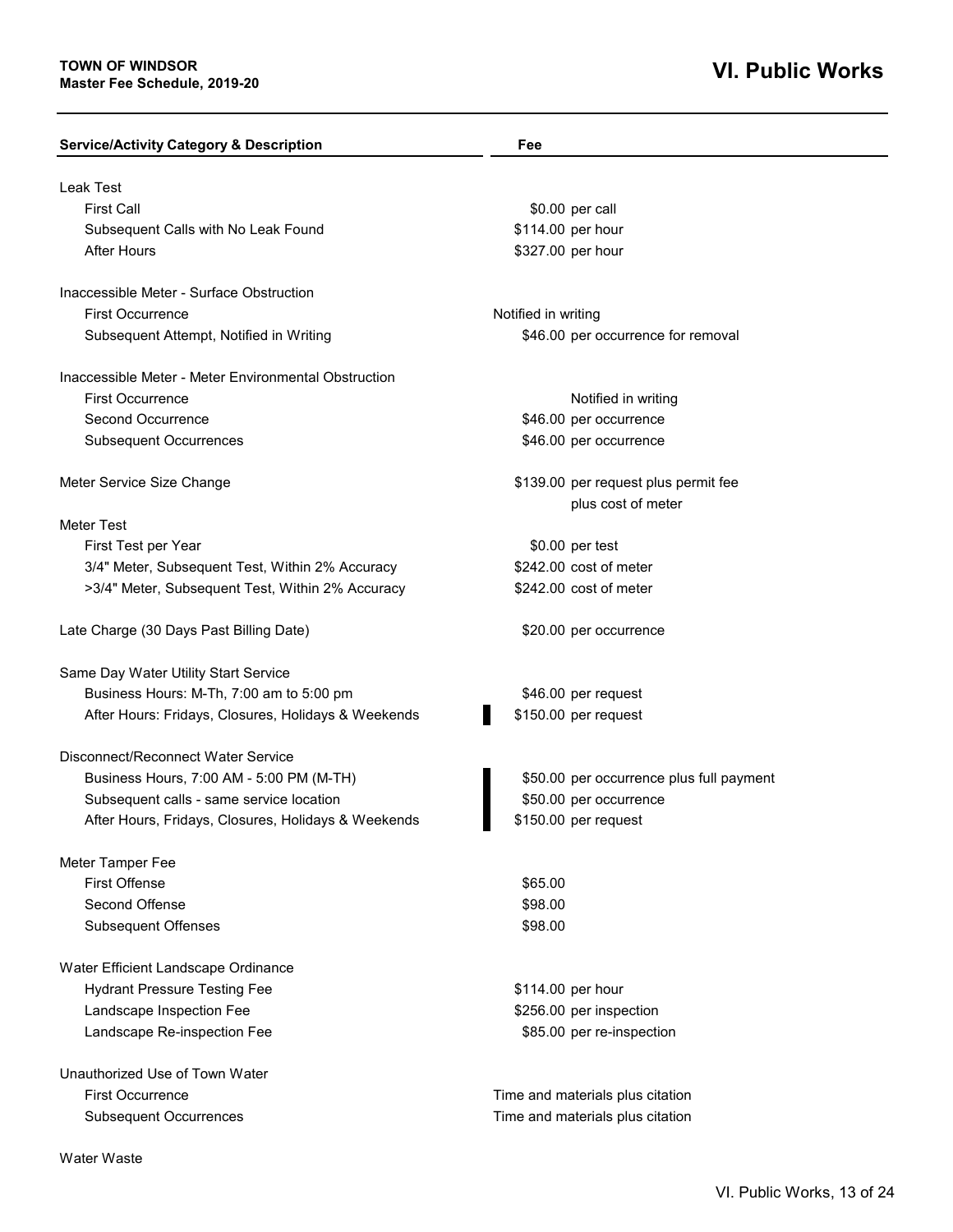| Service/Activity Category & Description | Fee |
|---|---|
| Leak Test | |
| First Call | $0.00 per call |
| Subsequent Calls with No Leak Found | $114.00 per hour |
| After Hours | $327.00 per hour |
| Inaccessible Meter - Surface Obstruction | |
| First Occurrence | Notified in writing |
| Subsequent Attempt, Notified in Writing | $46.00 per occurrence for removal |
| Inaccessible Meter - Meter Environmental Obstruction | |
| First Occurrence | Notified in writing |
| Second Occurrence | $46.00 per occurrence |
| Subsequent Occurrences | $46.00 per occurrence |
| Meter Service Size Change | $139.00 per request plus permit fee plus cost of meter |
| Meter Test | |
| First Test per Year | $0.00 per test |
| 3/4" Meter, Subsequent Test, Within 2% Accuracy | $242.00 cost of meter |
| >3/4" Meter, Subsequent Test, Within 2% Accuracy | $242.00 cost of meter |
| Late Charge (30 Days Past Billing Date) | $20.00 per occurrence |
| Same Day Water Utility Start Service | |
| Business Hours: M-Th, 7:00 am to 5:00 pm | $46.00 per request |
| After Hours: Fridays, Closures, Holidays & Weekends | $150.00 per request |
| Disconnect/Reconnect Water Service | |
| Business Hours, 7:00 AM - 5:00 PM (M-TH) | $50.00 per occurrence plus full payment |
| Subsequent calls - same service location | $50.00 per occurrence |
| After Hours, Fridays, Closures, Holidays & Weekends | $150.00 per request |
| Meter Tamper Fee | |
| First Offense | $65.00 |
| Second Offense | $98.00 |
| Subsequent Offenses | $98.00 |
| Water Efficient Landscape Ordinance | |
| Hydrant Pressure Testing Fee | $114.00 per hour |
| Landscape Inspection Fee | $256.00 per inspection |
| Landscape Re-inspection Fee | $85.00 per re-inspection |
| Unauthorized Use of Town Water | |
| First Occurrence | Time and materials plus citation |
| Subsequent Occurrences | Time and materials plus citation |
| Water Waste | |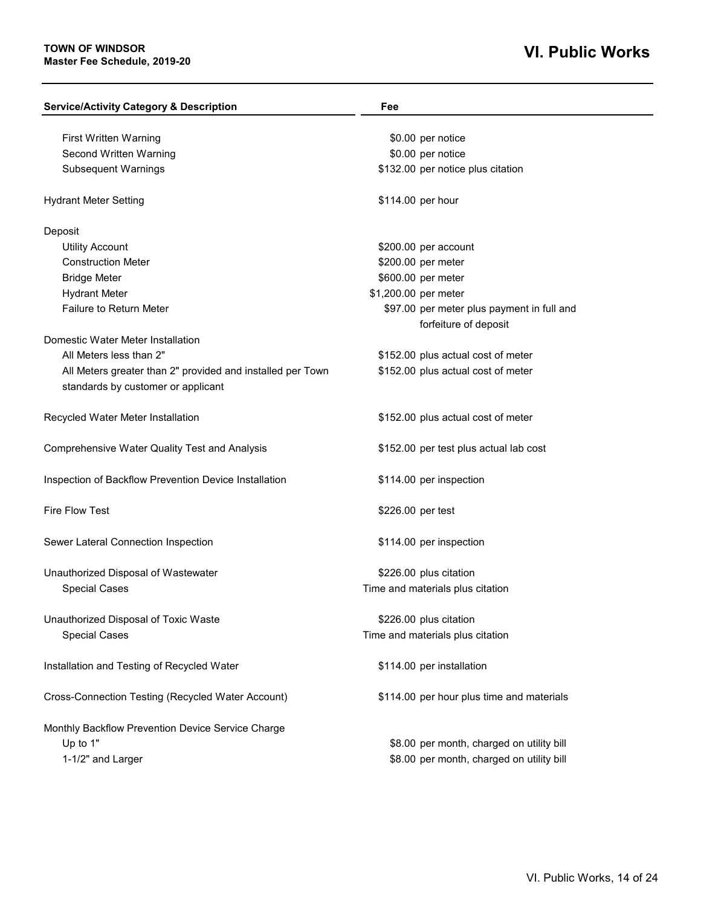| Service/Activity Category & Description | Fee |
|---|---|
| First Written Warning | $0.00 per notice |
| Second Written Warning | $0.00 per notice |
| Subsequent Warnings | $132.00 per notice plus citation |
| Hydrant Meter Setting | $114.00 per hour |
| Deposit | |
| Utility Account | $200.00 per account |
| Construction Meter | $200.00 per meter |
| Bridge Meter | $600.00 per meter |
| Hydrant Meter | $1,200.00 per meter |
| Failure to Return Meter | $97.00 per meter plus payment in full and forfeiture of deposit |
| Domestic Water Meter Installation | |
| All Meters less than 2" | $152.00 plus actual cost of meter |
| All Meters greater than 2" provided and installed per Town standards by customer or applicant | $152.00 plus actual cost of meter |
| Recycled Water Meter Installation | $152.00 plus actual cost of meter |
| Comprehensive Water Quality Test and Analysis | $152.00 per test plus actual lab cost |
| Inspection of Backflow Prevention Device Installation | $114.00 per inspection |
| Fire Flow Test | $226.00 per test |
| Sewer Lateral Connection Inspection | $114.00 per inspection |
| Unauthorized Disposal of Wastewater | $226.00 plus citation |
| Special Cases | Time and materials plus citation |
| Unauthorized Disposal of Toxic Waste | $226.00 plus citation |
| Special Cases | Time and materials plus citation |
| Installation and Testing of Recycled Water | $114.00 per installation |
| Cross-Connection Testing (Recycled Water Account) | $114.00 per hour plus time and materials |
| Monthly Backflow Prevention Device Service Charge | |
| Up to 1" | $8.00 per month, charged on utility bill |
| 1-1/2" and Larger | $8.00 per month, charged on utility bill |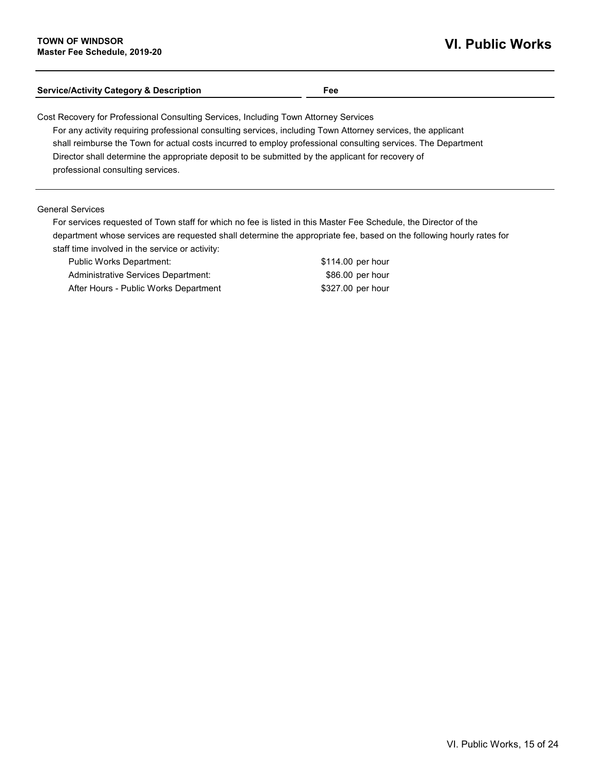| Service/Activity Category & Description | Fee |
|---|---|

Cost Recovery for Professional Consulting Services, Including Town Attorney Services

For any activity requiring professional consulting services, including Town Attorney services, the applicant shall reimburse the Town for actual costs incurred to employ professional consulting services. The Department Director shall determine the appropriate deposit to be submitted by the applicant for recovery of professional consulting services.

General Services

For services requested of Town staff for which no fee is listed in this Master Fee Schedule, the Director of the department whose services are requested shall determine the appropriate fee, based on the following hourly rates for staff time involved in the service or activity:

| Service/Activity Category & Description | Fee |
|---|---|
| Public Works Department: | $114.00 per hour |
| Administrative Services Department: | $86.00 per hour |
| After Hours - Public Works Department | $327.00 per hour |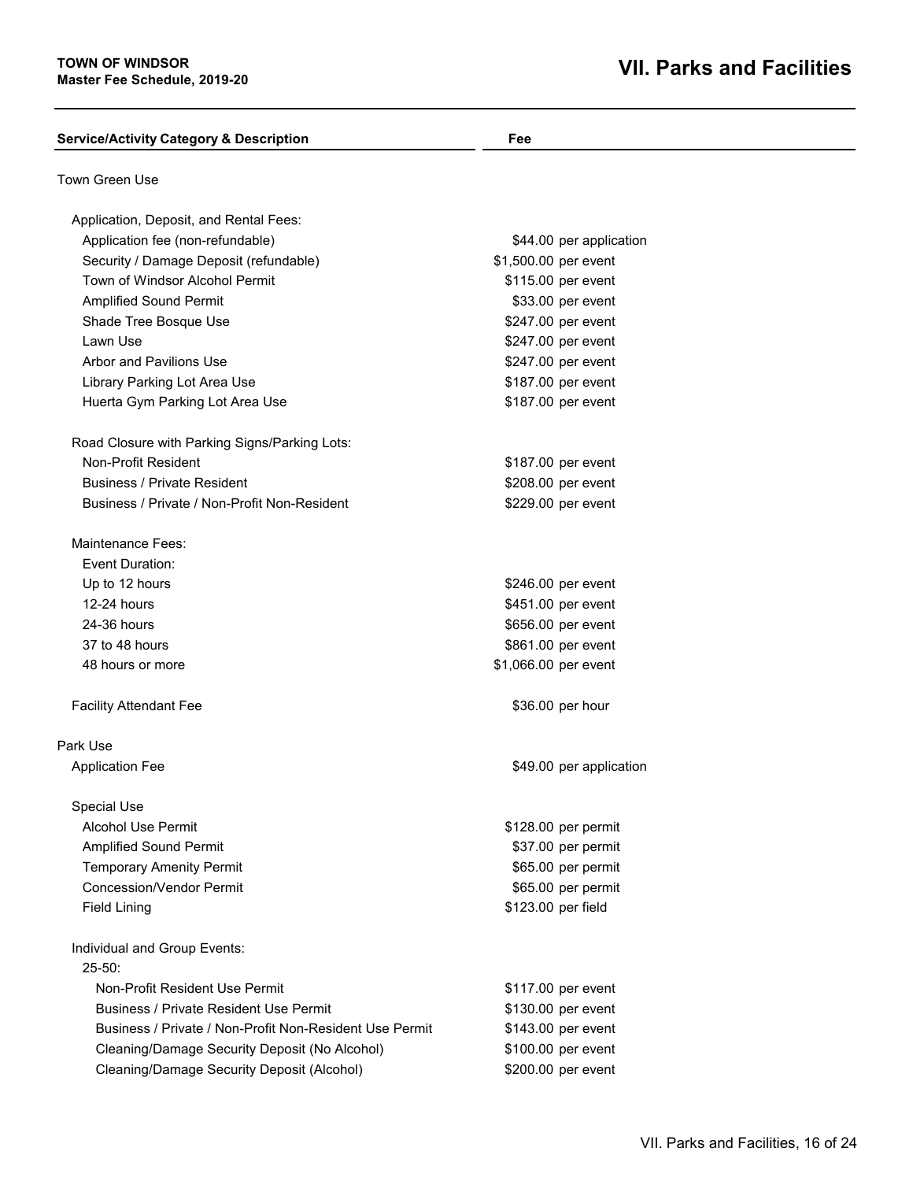**TOWN OF WINDSOR**
**Master Fee Schedule, 2019-20**

# VII. Parks and Facilities

| Service/Activity Category & Description | Fee |
|---|---|
| Town Green Use | |
| Application, Deposit, and Rental Fees: | |
| Application fee (non-refundable) | $44.00 per application |
| Security / Damage Deposit (refundable) | $1,500.00 per event |
| Town of Windsor Alcohol Permit | $115.00 per event |
| Amplified Sound Permit | $33.00 per event |
| Shade Tree Bosque Use | $247.00 per event |
| Lawn Use | $247.00 per event |
| Arbor and Pavilions Use | $247.00 per event |
| Library Parking Lot Area Use | $187.00 per event |
| Huerta Gym Parking Lot Area Use | $187.00 per event |
| Road Closure with Parking Signs/Parking Lots: | |
| Non-Profit Resident | $187.00 per event |
| Business / Private Resident | $208.00 per event |
| Business / Private / Non-Profit Non-Resident | $229.00 per event |
| Maintenance Fees: | |
| Event Duration: | |
| Up to 12 hours | $246.00 per event |
| 12-24 hours | $451.00 per event |
| 24-36 hours | $656.00 per event |
| 37 to 48 hours | $861.00 per event |
| 48 hours or more | $1,066.00 per event |
| Facility Attendant Fee | $36.00 per hour |
| Park Use | |
| Application Fee | $49.00 per application |
| Special Use | |
| Alcohol Use Permit | $128.00 per permit |
| Amplified Sound Permit | $37.00 per permit |
| Temporary Amenity Permit | $65.00 per permit |
| Concession/Vendor Permit | $65.00 per permit |
| Field Lining | $123.00 per field |
| Individual and Group Events: | |
| 25-50: | |
| Non-Profit Resident Use Permit | $117.00 per event |
| Business / Private Resident Use Permit | $130.00 per event |
| Business / Private / Non-Profit Non-Resident Use Permit | $143.00 per event |
| Cleaning/Damage Security Deposit (No Alcohol) | $100.00 per event |
| Cleaning/Damage Security Deposit (Alcohol) | $200.00 per event |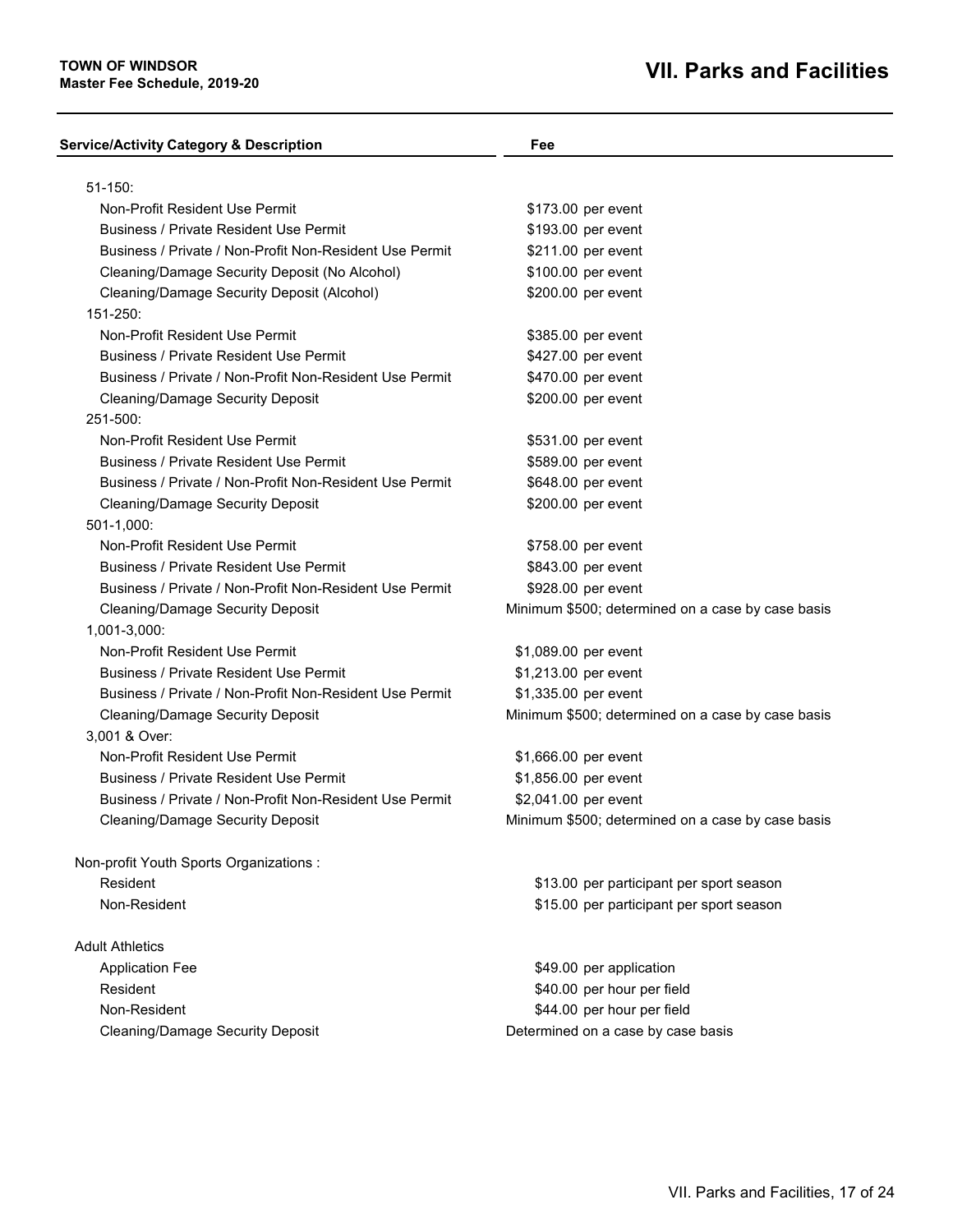# VII. Parks and Facilities

| Service/Activity Category & Description | Fee |
|---|---|
| 51-150: | |
| Non-Profit Resident Use Permit | $173.00 per event |
| Business / Private Resident Use Permit | $193.00 per event |
| Business / Private / Non-Profit Non-Resident Use Permit | $211.00 per event |
| Cleaning/Damage Security Deposit (No Alcohol) | $100.00 per event |
| Cleaning/Damage Security Deposit (Alcohol) | $200.00 per event |
| 151-250: | |
| Non-Profit Resident Use Permit | $385.00 per event |
| Business / Private Resident Use Permit | $427.00 per event |
| Business / Private / Non-Profit Non-Resident Use Permit | $470.00 per event |
| Cleaning/Damage Security Deposit | $200.00 per event |
| 251-500: | |
| Non-Profit Resident Use Permit | $531.00 per event |
| Business / Private Resident Use Permit | $589.00 per event |
| Business / Private / Non-Profit Non-Resident Use Permit | $648.00 per event |
| Cleaning/Damage Security Deposit | $200.00 per event |
| 501-1,000: | |
| Non-Profit Resident Use Permit | $758.00 per event |
| Business / Private Resident Use Permit | $843.00 per event |
| Business / Private / Non-Profit Non-Resident Use Permit | $928.00 per event |
| Cleaning/Damage Security Deposit | Minimum $500; determined on a case by case basis |
| 1,001-3,000: | |
| Non-Profit Resident Use Permit | $1,089.00 per event |
| Business / Private Resident Use Permit | $1,213.00 per event |
| Business / Private / Non-Profit Non-Resident Use Permit | $1,335.00 per event |
| Cleaning/Damage Security Deposit | Minimum $500; determined on a case by case basis |
| 3,001 & Over: | |
| Non-Profit Resident Use Permit | $1,666.00 per event |
| Business / Private Resident Use Permit | $1,856.00 per event |
| Business / Private / Non-Profit Non-Resident Use Permit | $2,041.00 per event |
| Cleaning/Damage Security Deposit | Minimum $500; determined on a case by case basis |
| Non-profit Youth Sports Organizations : | |
| Resident | $13.00 per participant per sport season |
| Non-Resident | $15.00 per participant per sport season |
| Adult Athletics | |
| Application Fee | $49.00 per application |
| Resident | $40.00 per hour per field |
| Non-Resident | $44.00 per hour per field |
| Cleaning/Damage Security Deposit | Determined on a case by case basis |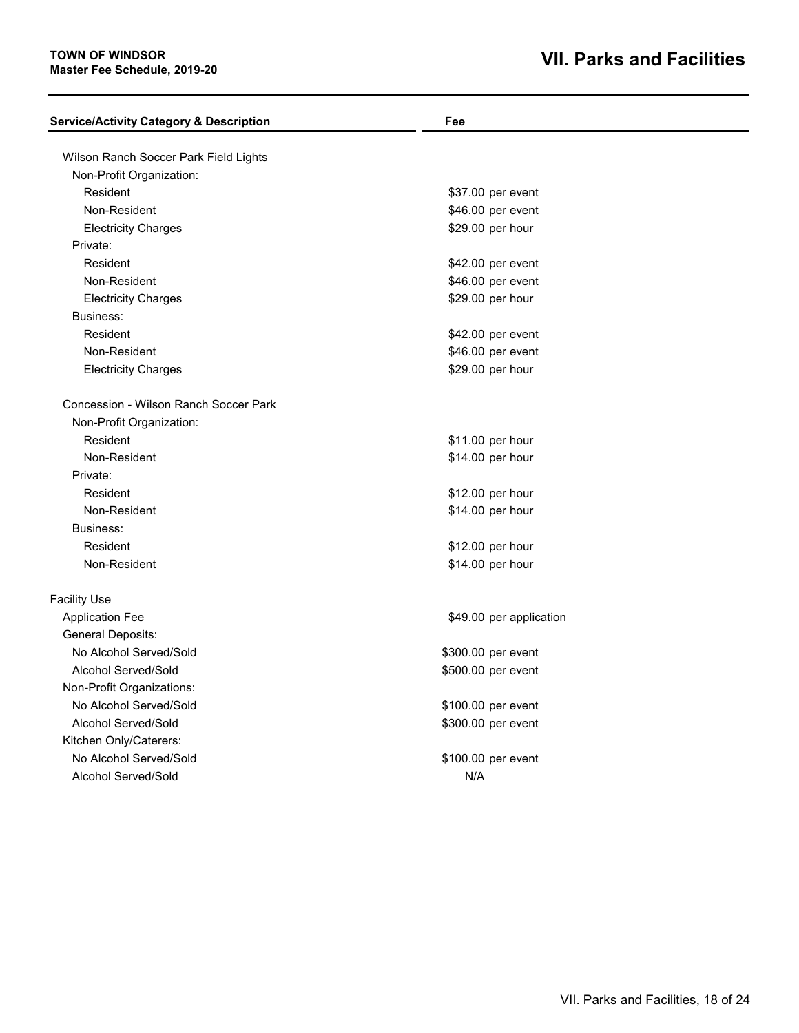# VII. Parks and Facilities

| Service/Activity Category & Description | Fee |
|---|---|
| Wilson Ranch Soccer Park Field Lights | |
| Non-Profit Organization: | |
| Resident | $37.00 per event |
| Non-Resident | $46.00 per event |
| Electricity Charges | $29.00 per hour |
| Private: | |
| Resident | $42.00 per event |
| Non-Resident | $46.00 per event |
| Electricity Charges | $29.00 per hour |
| Business: | |
| Resident | $42.00 per event |
| Non-Resident | $46.00 per event |
| Electricity Charges | $29.00 per hour |
| Concession - Wilson Ranch Soccer Park | |
| Non-Profit Organization: | |
| Resident | $11.00 per hour |
| Non-Resident | $14.00 per hour |
| Private: | |
| Resident | $12.00 per hour |
| Non-Resident | $14.00 per hour |
| Business: | |
| Resident | $12.00 per hour |
| Non-Resident | $14.00 per hour |
| Facility Use | |
| Application Fee | $49.00 per application |
| General Deposits: | |
| No Alcohol Served/Sold | $300.00 per event |
| Alcohol Served/Sold | $500.00 per event |
| Non-Profit Organizations: | |
| No Alcohol Served/Sold | $100.00 per event |
| Alcohol Served/Sold | $300.00 per event |
| Kitchen Only/Caterers: | |
| No Alcohol Served/Sold | $100.00 per event |
| Alcohol Served/Sold | N/A |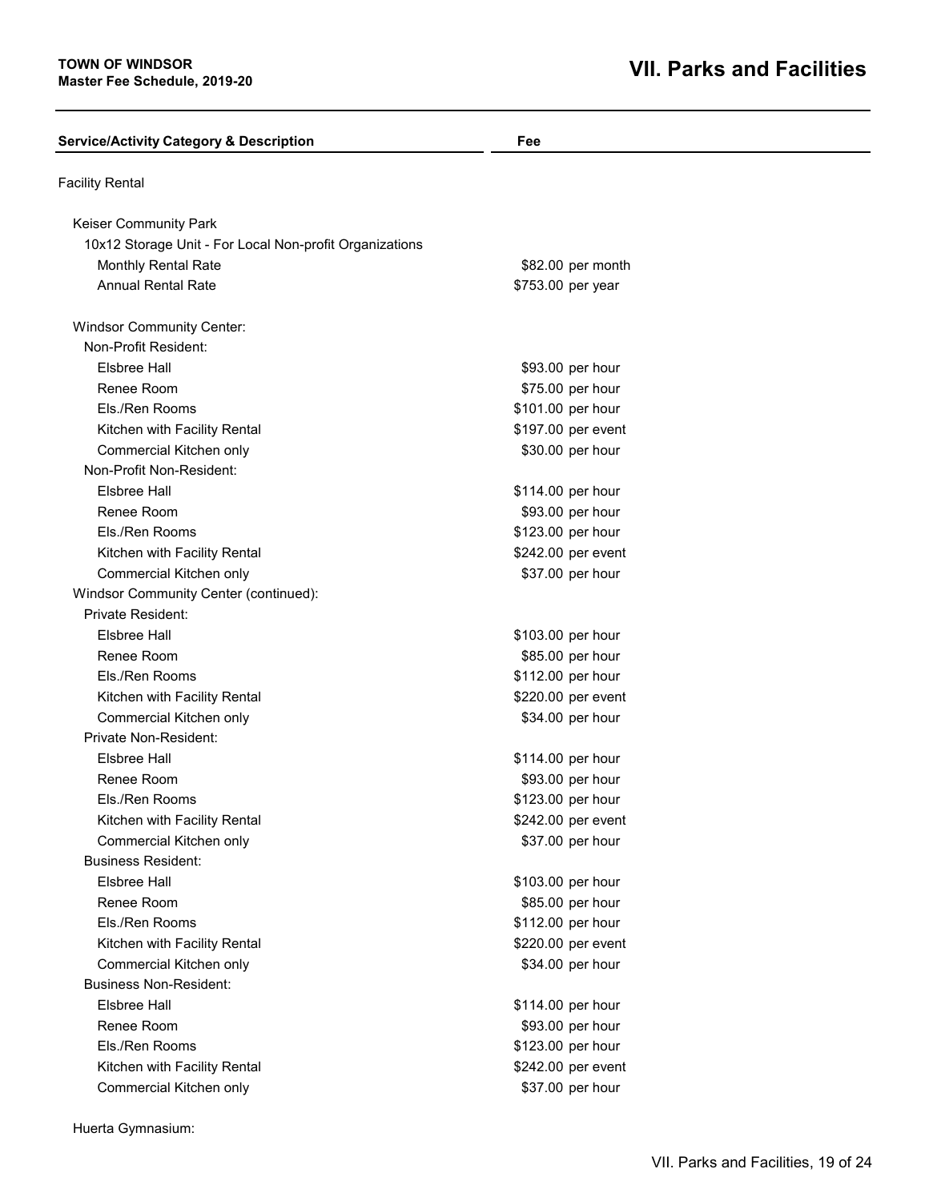# VII. Parks and Facilities

| Service/Activity Category & Description | Fee |
|---|---|
| Facility Rental | |
| Keiser Community Park | |
| 10x12 Storage Unit - For Local Non-profit Organizations | |
| Monthly Rental Rate | $82.00 per month |
| Annual Rental Rate | $753.00 per year |
| Windsor Community Center: | |
| Non-Profit Resident: | |
| Elsbree Hall | $93.00 per hour |
| Renee Room | $75.00 per hour |
| Els./Ren Rooms | $101.00 per hour |
| Kitchen with Facility Rental | $197.00 per event |
| Commercial Kitchen only | $30.00 per hour |
| Non-Profit Non-Resident: | |
| Elsbree Hall | $114.00 per hour |
| Renee Room | $93.00 per hour |
| Els./Ren Rooms | $123.00 per hour |
| Kitchen with Facility Rental | $242.00 per event |
| Commercial Kitchen only | $37.00 per hour |
| Windsor Community Center (continued): | |
| Private Resident: | |
| Elsbree Hall | $103.00 per hour |
| Renee Room | $85.00 per hour |
| Els./Ren Rooms | $112.00 per hour |
| Kitchen with Facility Rental | $220.00 per event |
| Commercial Kitchen only | $34.00 per hour |
| Private Non-Resident: | |
| Elsbree Hall | $114.00 per hour |
| Renee Room | $93.00 per hour |
| Els./Ren Rooms | $123.00 per hour |
| Kitchen with Facility Rental | $242.00 per event |
| Commercial Kitchen only | $37.00 per hour |
| Business Resident: | |
| Elsbree Hall | $103.00 per hour |
| Renee Room | $85.00 per hour |
| Els./Ren Rooms | $112.00 per hour |
| Kitchen with Facility Rental | $220.00 per event |
| Commercial Kitchen only | $34.00 per hour |
| Business Non-Resident: | |
| Elsbree Hall | $114.00 per hour |
| Renee Room | $93.00 per hour |
| Els./Ren Rooms | $123.00 per hour |
| Kitchen with Facility Rental | $242.00 per event |
| Commercial Kitchen only | $37.00 per hour |
| Huerta Gymnasium: | |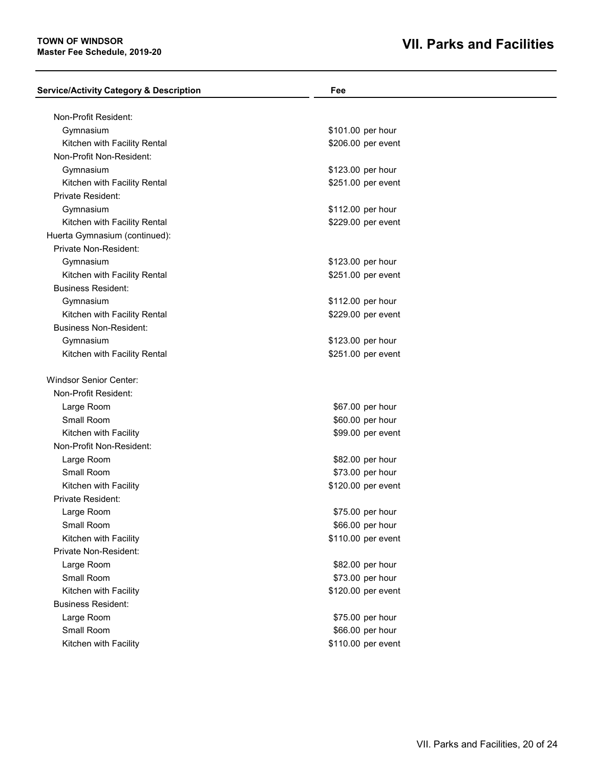| Service/Activity Category & Description | Fee |
| --- | --- |
| Non-Profit Resident: | |
| Gymnasium | $101.00 per hour |
| Kitchen with Facility Rental | $206.00 per event |
| Non-Profit Non-Resident: | |
| Gymnasium | $123.00 per hour |
| Kitchen with Facility Rental | $251.00 per event |
| Private Resident: | |
| Gymnasium | $112.00 per hour |
| Kitchen with Facility Rental | $229.00 per event |
| Huerta Gymnasium (continued): | |
| Private Non-Resident: | |
| Gymnasium | $123.00 per hour |
| Kitchen with Facility Rental | $251.00 per event |
| Business Resident: | |
| Gymnasium | $112.00 per hour |
| Kitchen with Facility Rental | $229.00 per event |
| Business Non-Resident: | |
| Gymnasium | $123.00 per hour |
| Kitchen with Facility Rental | $251.00 per event |
| Windsor Senior Center: | |
| Non-Profit Resident: | |
| Large Room | $67.00 per hour |
| Small Room | $60.00 per hour |
| Kitchen with Facility | $99.00 per event |
| Non-Profit Non-Resident: | |
| Large Room | $82.00 per hour |
| Small Room | $73.00 per hour |
| Kitchen with Facility | $120.00 per event |
| Private Resident: | |
| Large Room | $75.00 per hour |
| Small Room | $66.00 per hour |
| Kitchen with Facility | $110.00 per event |
| Private Non-Resident: | |
| Large Room | $82.00 per hour |
| Small Room | $73.00 per hour |
| Kitchen with Facility | $120.00 per event |
| Business Resident: | |
| Large Room | $75.00 per hour |
| Small Room | $66.00 per hour |
| Kitchen with Facility | $110.00 per event |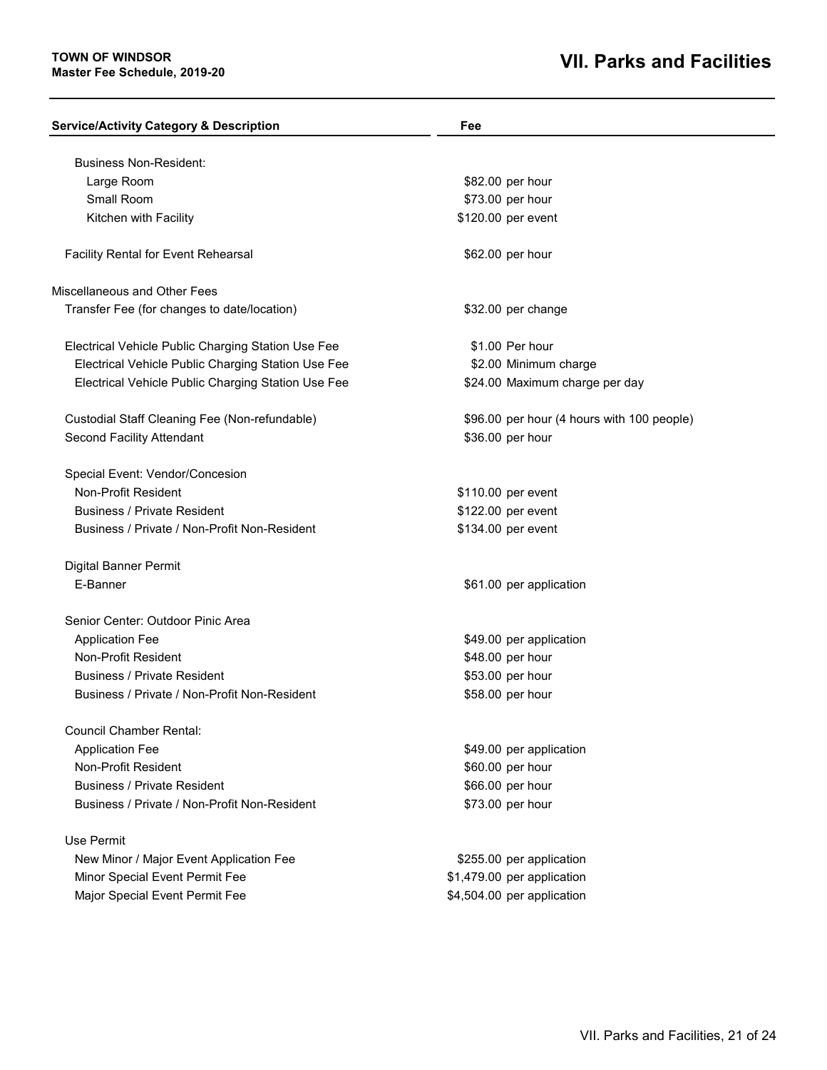| Service/Activity Category & Description | Fee |
|---|---|
| Business Non-Resident: | |
| Large Room | $82.00 per hour |
| Small Room | $73.00 per hour |
| Kitchen with Facility | $120.00 per event |
| Facility Rental for Event Rehearsal | $62.00 per hour |
| Miscellaneous and Other Fees | |
| Transfer Fee (for changes to date/location) | $32.00 per change |
| Electrical Vehicle Public Charging Station Use Fee | $1.00 Per hour |
| Electrical Vehicle Public Charging Station Use Fee | $2.00 Minimum charge |
| Electrical Vehicle Public Charging Station Use Fee | $24.00 Maximum charge per day |
| Custodial Staff Cleaning Fee (Non-refundable) | $96.00 per hour (4 hours with 100 people) |
| Second Facility Attendant | $36.00 per hour |
| Special Event: Vendor/Concesion | |
| Non-Profit Resident | $110.00 per event |
| Business / Private Resident | $122.00 per event |
| Business / Private / Non-Profit Non-Resident | $134.00 per event |
| Digital Banner Permit | |
| E-Banner | $61.00 per application |
| Senior Center: Outdoor Pinic Area | |
| Application Fee | $49.00 per application |
| Non-Profit Resident | $48.00 per hour |
| Business / Private Resident | $53.00 per hour |
| Business / Private / Non-Profit Non-Resident | $58.00 per hour |
| Council Chamber Rental: | |
| Application Fee | $49.00 per application |
| Non-Profit Resident | $60.00 per hour |
| Business / Private Resident | $66.00 per hour |
| Business / Private / Non-Profit Non-Resident | $73.00 per hour |
| Use Permit | |
| New Minor / Major Event Application Fee | $255.00 per application |
| Minor Special Event Permit Fee | $1,479.00 per application |
| Major Special Event Permit Fee | $4,504.00 per application |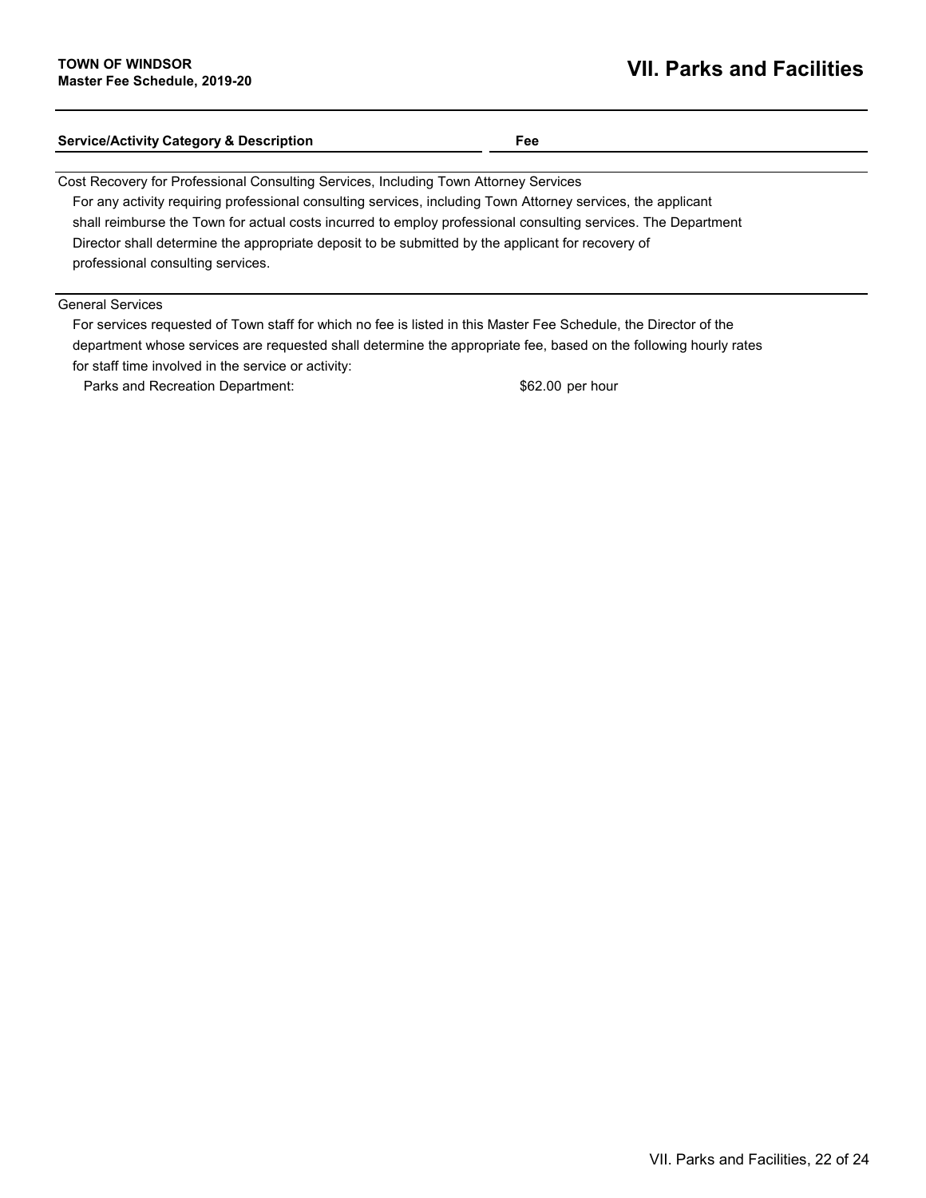| Service/Activity Category & Description | Fee |
|---|---|

Cost Recovery for Professional Consulting Services, Including Town Attorney Services

For any activity requiring professional consulting services, including Town Attorney services, the applicant shall reimburse the Town for actual costs incurred to employ professional consulting services. The Department Director shall determine the appropriate deposit to be submitted by the applicant for recovery of professional consulting services.

General Services

For services requested of Town staff for which no fee is listed in this Master Fee Schedule, the Director of the department whose services are requested shall determine the appropriate fee, based on the following hourly rates for staff time involved in the service or activity:

| Service/Activity Category & Description | Fee |
|---|---|
| Parks and Recreation Department: | $62.00 per hour |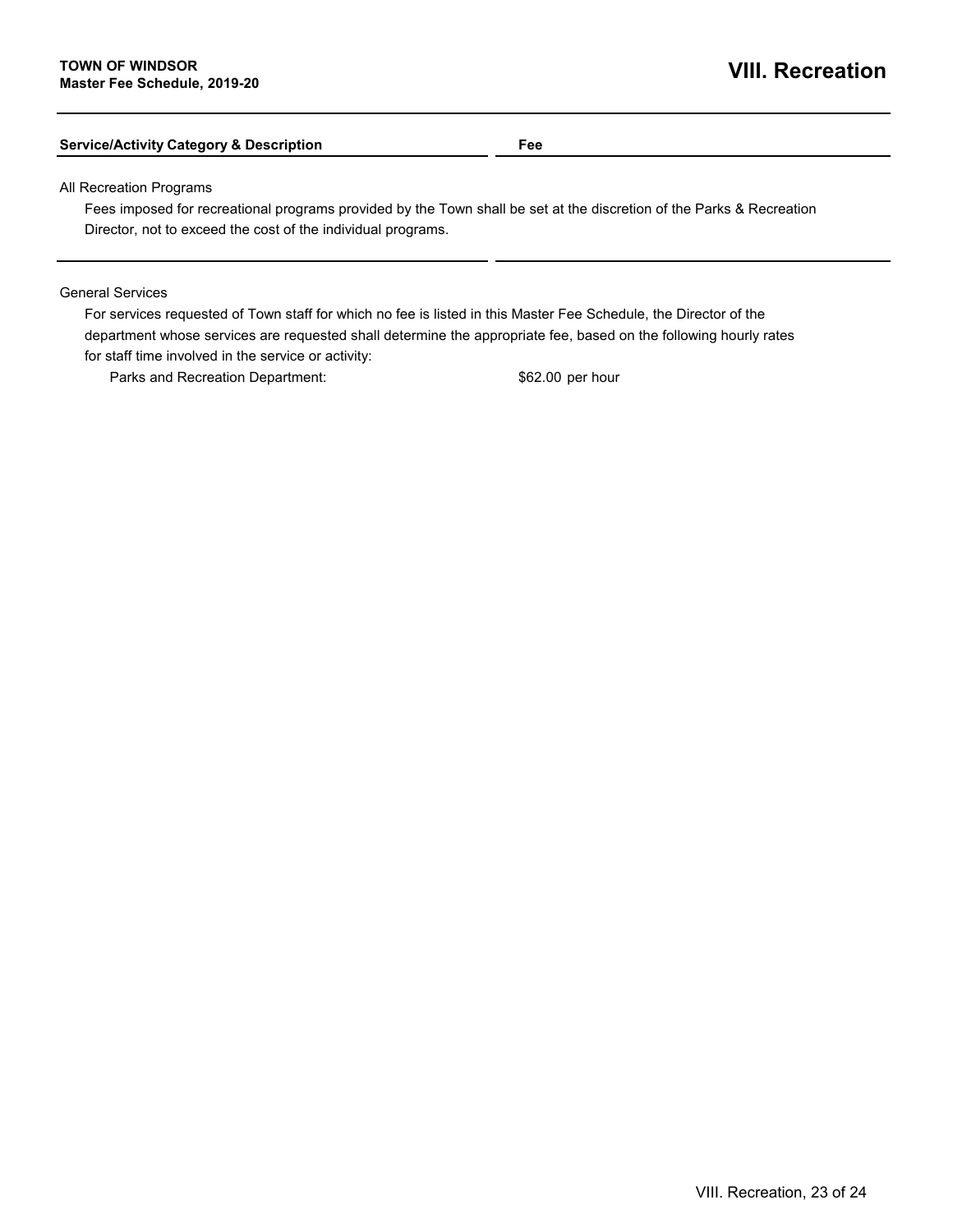# VIII. Recreation

| Service/Activity Category & Description | Fee |
|---|---|

All Recreation Programs

Fees imposed for recreational programs provided by the Town shall be set at the discretion of the Parks & Recreation Director, not to exceed the cost of the individual programs.

General Services

For services requested of Town staff for which no fee is listed in this Master Fee Schedule, the Director of the department whose services are requested shall determine the appropriate fee, based on the following hourly rates for staff time involved in the service or activity:

| Service/Activity Category & Description | Fee |
|---|---|
| Parks and Recreation Department: | $62.00 per hour |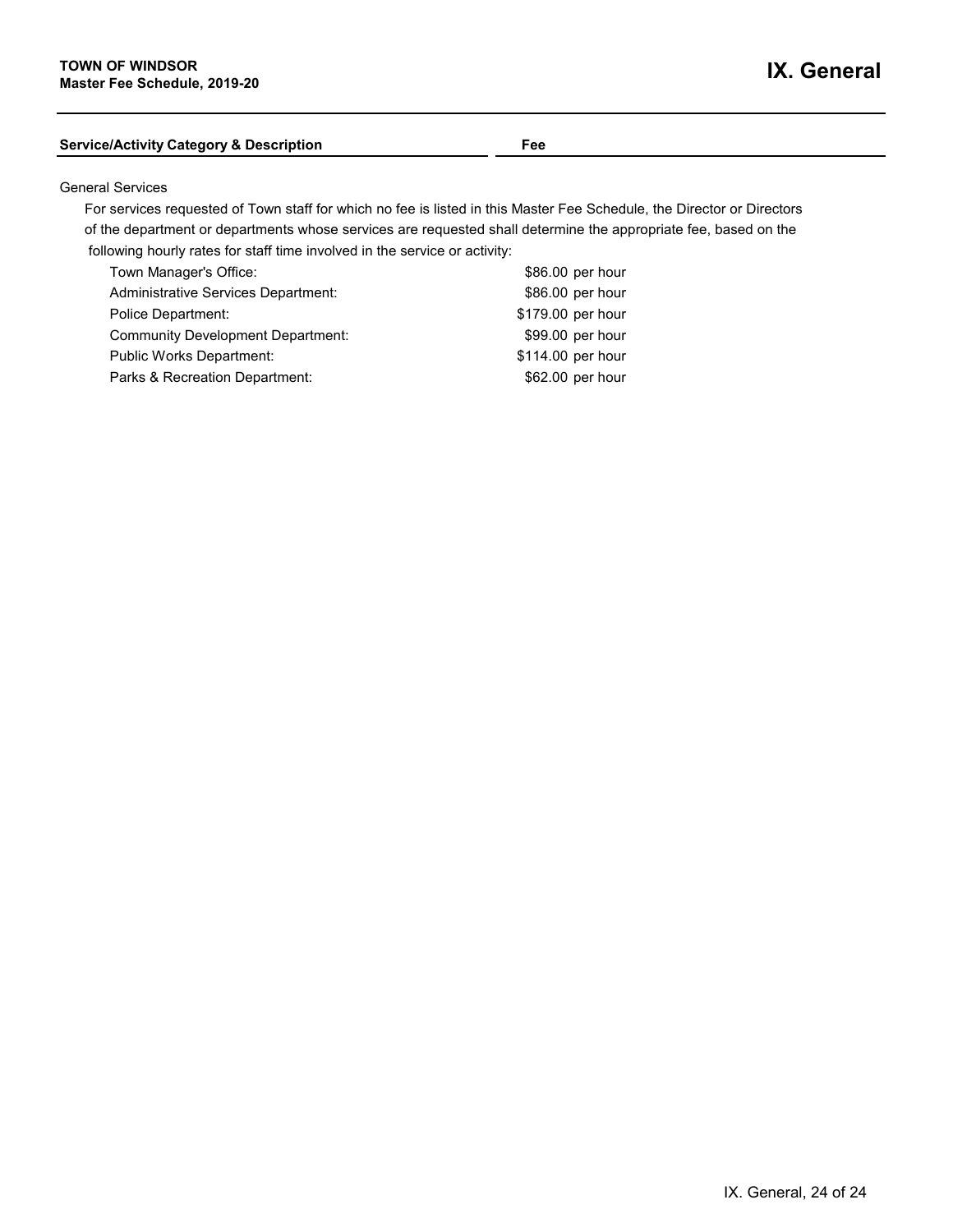# IX. General

| Service/Activity Category & Description | Fee |
|---|---|

General Services

For services requested of Town staff for which no fee is listed in this Master Fee Schedule, the Director or Directors of the department or departments whose services are requested shall determine the appropriate fee, based on the following hourly rates for staff time involved in the service or activity:

| | |
|---|---|
| Town Manager's Office: | $86.00 per hour |
| Administrative Services Department: | $86.00 per hour |
| Police Department: | $179.00 per hour |
| Community Development Department: | $99.00 per hour |
| Public Works Department: | $114.00 per hour |
| Parks & Recreation Department: | $62.00 per hour |